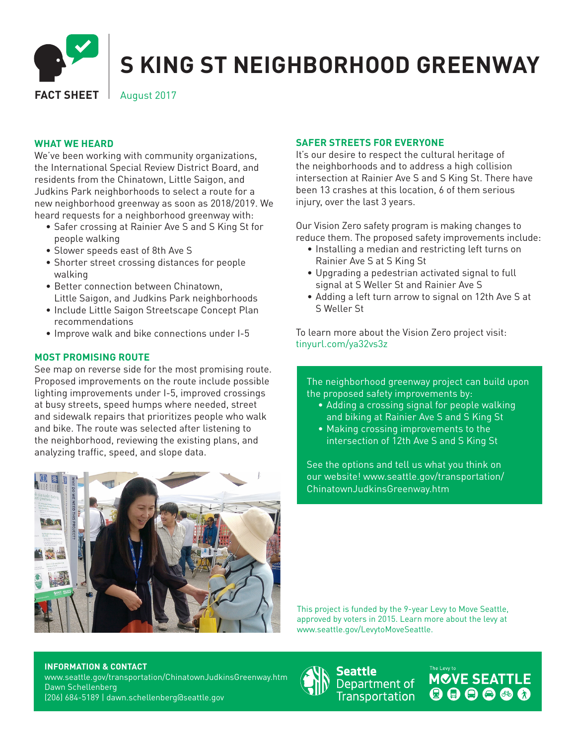# S KING ST NEIGHBORHOOD GREENWAY

**FACT SHEET** | August 2017

## WHAT WE HEARD

We've been working with community organizations, the International Special Review District Board, and residents from the Chinatown, Little Saigon, and Judkins Park neighborhoods to select a route for a new neighborhood greenway as soon as 2018/2019. We heard requests for a neighborhood greenway with:

- Safer crossing at Rainier Ave S and S King St for people walking
- Slower speeds east of 8th Ave S
- Shorter street crossing distances for people walking
- Better connection between Chinatown, Little Saigon, and Judkins Park neighborhoods
- Include Little Saigon Streetscape Concept Plan recommendations
- Improve walk and bike connections under I-5

## MOST PROMISING ROUTE

See map on reverse side for the most promising route. Proposed improvements on the route include possible lighting improvements under I-5, improved crossings at busy streets, speed humps where needed, street and sidewalk repairs that prioritizes people who walk and bike. The route was selected after listening to the neighborhood, reviewing the existing plans, and analyzing traffic, speed, and slope data.

## SAFER STREETS FOR EVERYONE

It's our desire to respect the cultural heritage of the neighborhoods and to address a high collision intersection at Rainier Ave S and S King St. There have been 13 crashes at this location, 6 of them serious injury, over the last 3 years.

Our Vision Zero safety program is making changes to reduce them. The proposed safety improvements include:

- Installing a median and restricting left turns on Rainier Ave S at S King St
- Upgrading a pedestrian activated signal to full signal at S Weller St and Rainier Ave S
- Adding a left turn arrow to signal on 12th Ave S at S Weller St

To learn more about the Vision Zero project visit: tinyurl.com/ya32vs3z

The neighborhood greenway project can build upon the proposed safety improvements by:

- Adding a crossing signal for people walking and biking at Rainier Ave S and S King St
- Making crossing improvements to the intersection of 12th Ave S and S King St

See the options and tell us what you think on our website! www.seattle.gov/transportation/ChinatownJudkinsGreenway.htm

This project is funded by the 9-year Levy to Move Seattle, approved by voters in 2015. Learn more about the levy at www.seattle.gov/LevytoMoveSeattle.

**INFORMATION & CONTACT**
www.seattle.gov/transportation/ChinatownJudkinsGreenway.htm
Dawn Schellenberg
(206) 684-5189 | dawn.schellenberg@seattle.gov

Seattle Department of Transportation

The Levy to MOVE SEATTLE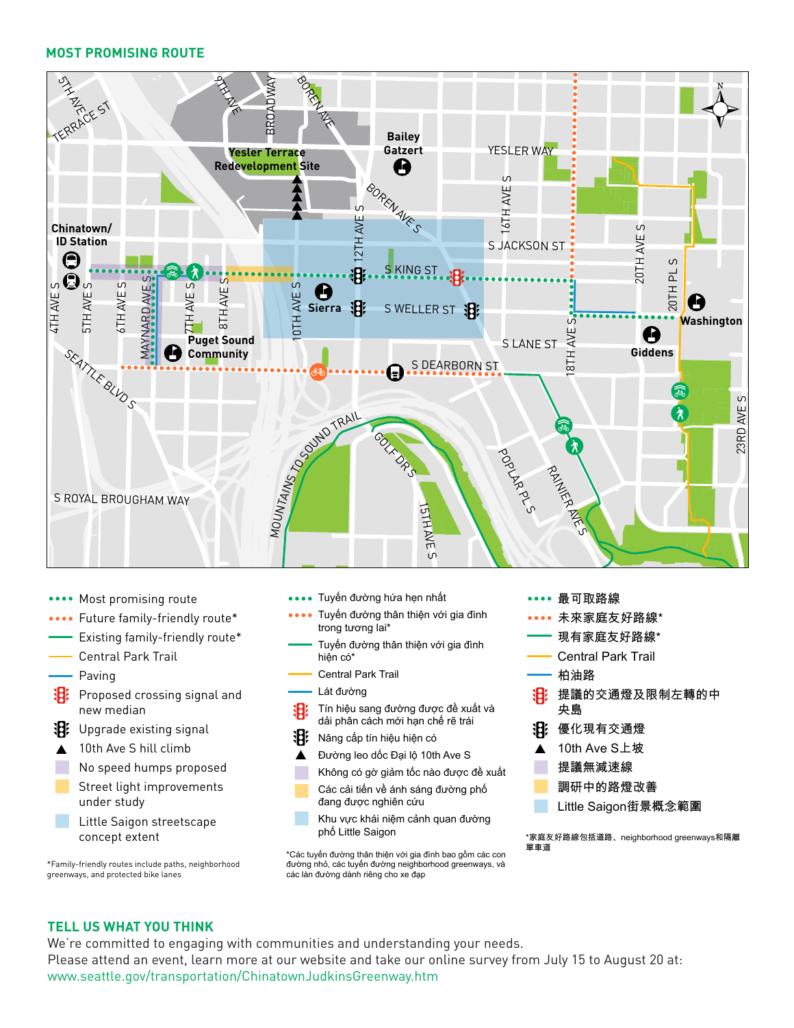## MOST PROMISING ROUTE

5TH AVE S
TERRACE ST
9TH AVE
BROADWAY
BOREN AVE
Yesler Terrace Redevelopment Site
Bailey Gatzert
YESLER WAY
BOREN AVE S
16TH AVE S
S JACKSON ST
20TH AVE S
20TH PL S
Chinatown/ ID Station
12TH AVE S
S KING ST
Washington
4TH AVE S
5TH AVE S
6TH AVE S
MAYNARD AVE S
7TH AVE S
8TH AVE S
10TH AVE S
Sierra
S WELLER ST
S LANE ST
18TH AVE S
Giddens
Puget Sound Community
S DEARBORN ST
SEATTLE BLVD S
MOUNTAINS TO SOUND TRAIL
GOLF DR S
POPLAR PL S
RAINIER AVE S
23RD AVE S
S ROYAL BROUGHAM WAY
15TH AVE S

- Most promising route
- Future family-friendly route*
- Existing family-friendly route*
- Central Park Trail
- Paving
- Proposed crossing signal and new median
- Upgrade existing signal
- 10th Ave S hill climb
- No speed humps proposed
- Street light improvements under study
- Little Saigon streetscape concept extent

*Family-friendly routes include paths, neighborhood greenways, and protected bike lanes

- Tuyến đường hứa hẹn nhất
- Tuyến đường thân thiện với gia đình trong tương lai*
- Tuyến đường thân thiện với gia đình hiện có*
- Central Park Trail
- Lát đường
- Tín hiệu sang đường được đề xuất và dải phân cách mới hạn chế rẽ trái
- Nâng cấp tín hiệu hiện có
- Đường leo dốc Đại lộ 10th Ave S
- Không có gờ giảm tốc nào được đề xuất
- Các cải tiến về ánh sáng đường phố đang được nghiên cứu
- Khu vực khái niệm cảnh quan đường phố Little Saigon

*Các tuyến đường thân thiện với gia đình bao gồm các con đường nhỏ, các tuyến đường neighborhood greenways, và các làn đường dành riêng cho xe đạp

- 最可取路線
- 未來家庭友好路線*
- 現有家庭友好路線*
- Central Park Trail
- 柏油路
- 提議的交通燈及限制左轉的中央島
- 優化現有交通燈
- 10th Ave S上坡
- 提議無減速線
- 調研中的路燈改善
- Little Saigon街景概念範圍

*家庭友好路線包括道路、neighborhood greenways和隔離單車道

## TELL US WHAT YOU THINK

We're committed to engaging with communities and understanding your needs.
Please attend an event, learn more at our website and take our online survey from July 15 to August 20 at:
www.seattle.gov/transportation/ChinatownJudkinsGreenway.htm